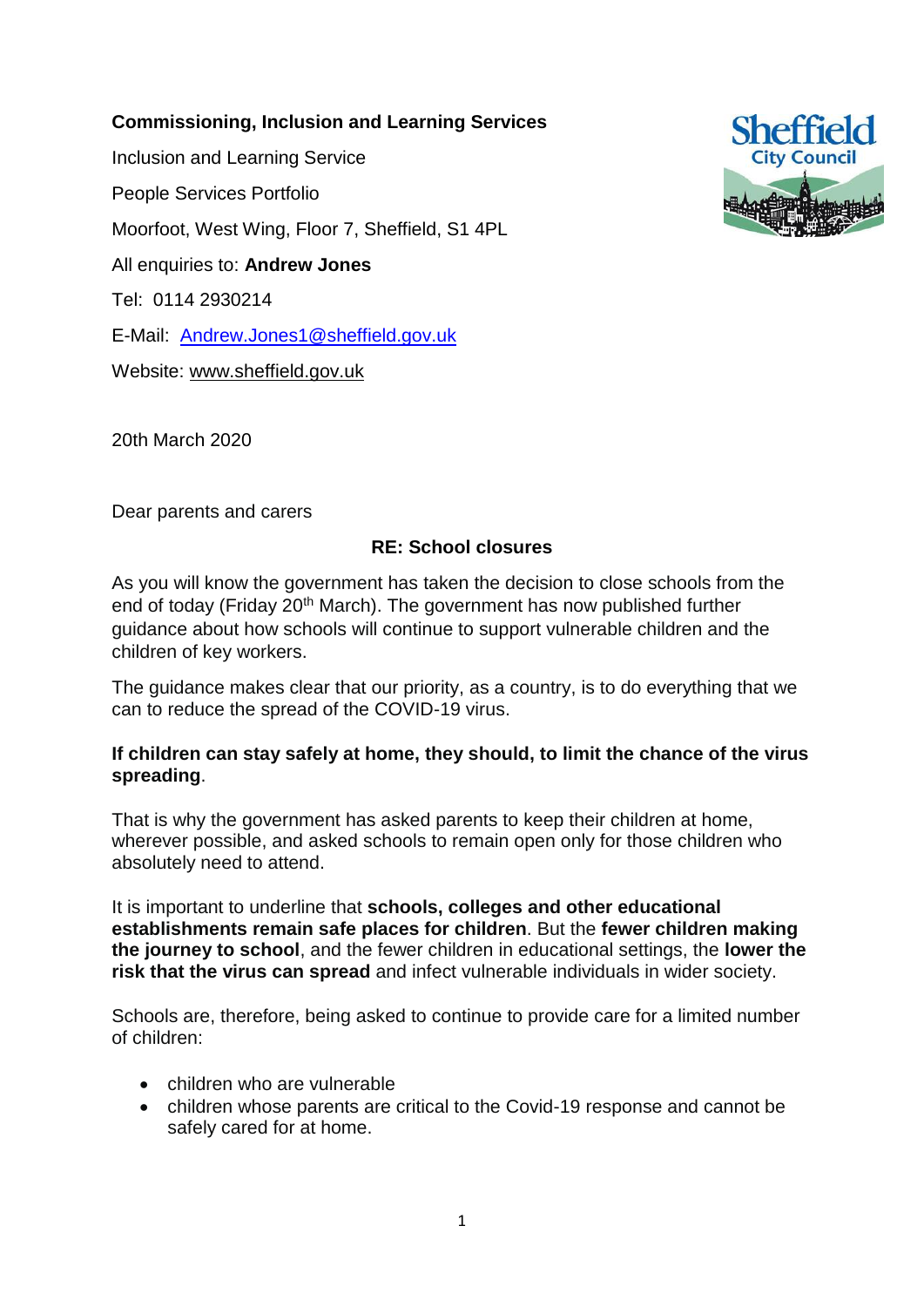**Commissioning, Inclusion and Learning Services**

Inclusion and Learning Service

People Services Portfolio

Moorfoot, West Wing, Floor 7, Sheffield, S1 4PL

All enquiries to: **Andrew Jones**

Tel: 0114 2930214

E-Mail: Andrew.Jones1@sheffield.gov.uk

Website: www.sheffield.gov.uk

20th March 2020

Dear parents and carers

**RE: School closures**

As you will know the government has taken the decision to close schools from the end of today (Friday 20th March). The government has now published further guidance about how schools will continue to support vulnerable children and the children of key workers.

The guidance makes clear that our priority, as a country, is to do everything that we can to reduce the spread of the COVID-19 virus.

**If children can stay safely at home, they should, to limit the chance of the virus spreading**.

That is why the government has asked parents to keep their children at home, wherever possible, and asked schools to remain open only for those children who absolutely need to attend.

It is important to underline that **schools, colleges and other educational establishments remain safe places for children**. But the **fewer children making the journey to school**, and the fewer children in educational settings, the **lower the risk that the virus can spread** and infect vulnerable individuals in wider society.

Schools are, therefore, being asked to continue to provide care for a limited number of children:

- children who are vulnerable
- children whose parents are critical to the Covid-19 response and cannot be safely cared for at home.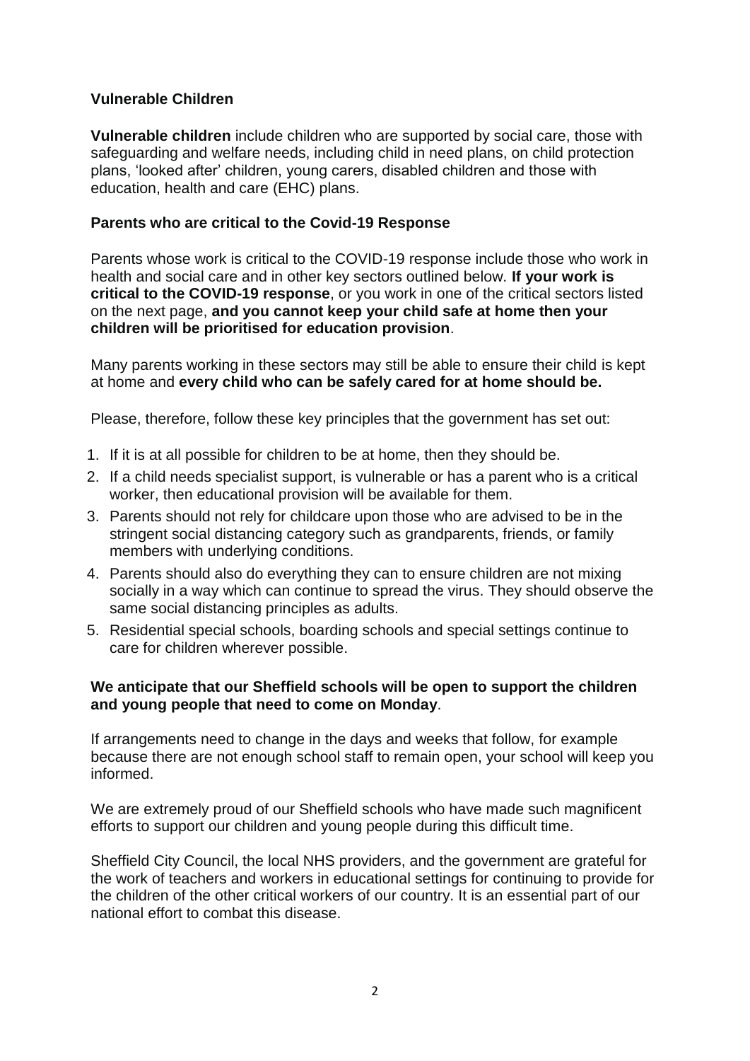## Vulnerable Children

**Vulnerable children** include children who are supported by social care, those with safeguarding and welfare needs, including child in need plans, on child protection plans, 'looked after' children, young carers, disabled children and those with education, health and care (EHC) plans.

## Parents who are critical to the Covid-19 Response

Parents whose work is critical to the COVID-19 response include those who work in health and social care and in other key sectors outlined below. **If your work is critical to the COVID-19 response**, or you work in one of the critical sectors listed on the next page, **and you cannot keep your child safe at home then your children will be prioritised for education provision**.

Many parents working in these sectors may still be able to ensure their child is kept at home and **every child who can be safely cared for at home should be.**

Please, therefore, follow these key principles that the government has set out:

1. If it is at all possible for children to be at home, then they should be.
2. If a child needs specialist support, is vulnerable or has a parent who is a critical worker, then educational provision will be available for them.
3. Parents should not rely for childcare upon those who are advised to be in the stringent social distancing category such as grandparents, friends, or family members with underlying conditions.
4. Parents should also do everything they can to ensure children are not mixing socially in a way which can continue to spread the virus. They should observe the same social distancing principles as adults.
5. Residential special schools, boarding schools and special settings continue to care for children wherever possible.

**We anticipate that our Sheffield schools will be open to support the children and young people that need to come on Monday**.

If arrangements need to change in the days and weeks that follow, for example because there are not enough school staff to remain open, your school will keep you informed.

We are extremely proud of our Sheffield schools who have made such magnificent efforts to support our children and young people during this difficult time.

Sheffield City Council, the local NHS providers, and the government are grateful for the work of teachers and workers in educational settings for continuing to provide for the children of the other critical workers of our country. It is an essential part of our national effort to combat this disease.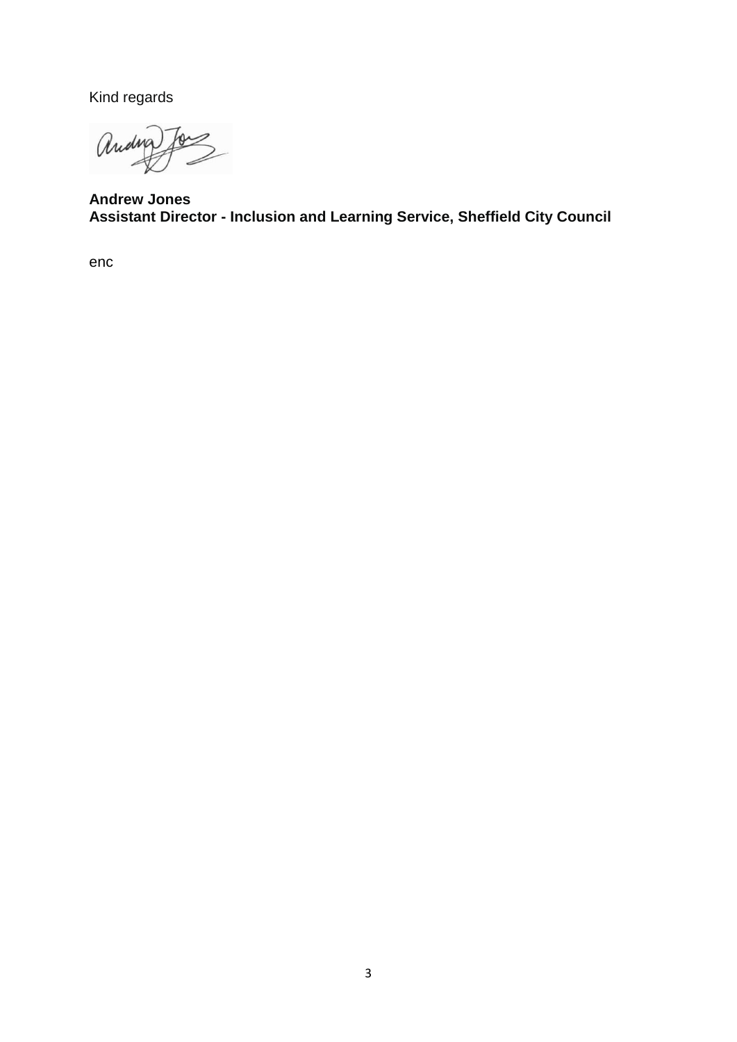Kind regards

**Andrew Jones**
**Assistant Director - Inclusion and Learning Service, Sheffield City Council**

enc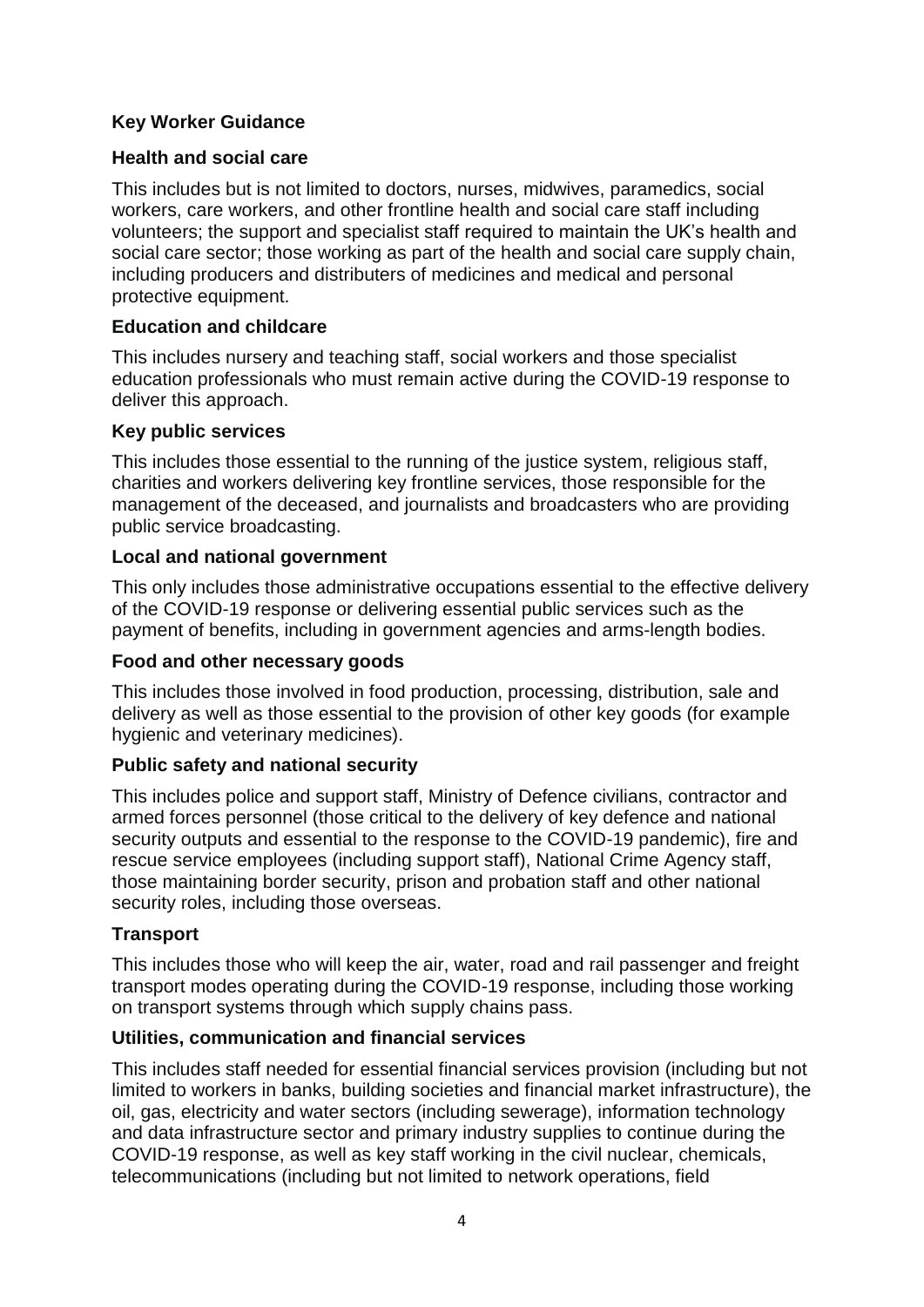## Key Worker Guidance

### Health and social care

This includes but is not limited to doctors, nurses, midwives, paramedics, social workers, care workers, and other frontline health and social care staff including volunteers; the support and specialist staff required to maintain the UK's health and social care sector; those working as part of the health and social care supply chain, including producers and distributers of medicines and medical and personal protective equipment.

### Education and childcare

This includes nursery and teaching staff, social workers and those specialist education professionals who must remain active during the COVID-19 response to deliver this approach.

### Key public services

This includes those essential to the running of the justice system, religious staff, charities and workers delivering key frontline services, those responsible for the management of the deceased, and journalists and broadcasters who are providing public service broadcasting.

### Local and national government

This only includes those administrative occupations essential to the effective delivery of the COVID-19 response or delivering essential public services such as the payment of benefits, including in government agencies and arms-length bodies.

### Food and other necessary goods

This includes those involved in food production, processing, distribution, sale and delivery as well as those essential to the provision of other key goods (for example hygienic and veterinary medicines).

### Public safety and national security

This includes police and support staff, Ministry of Defence civilians, contractor and armed forces personnel (those critical to the delivery of key defence and national security outputs and essential to the response to the COVID-19 pandemic), fire and rescue service employees (including support staff), National Crime Agency staff, those maintaining border security, prison and probation staff and other national security roles, including those overseas.

### Transport

This includes those who will keep the air, water, road and rail passenger and freight transport modes operating during the COVID-19 response, including those working on transport systems through which supply chains pass.

### Utilities, communication and financial services

This includes staff needed for essential financial services provision (including but not limited to workers in banks, building societies and financial market infrastructure), the oil, gas, electricity and water sectors (including sewerage), information technology and data infrastructure sector and primary industry supplies to continue during the COVID-19 response, as well as key staff working in the civil nuclear, chemicals, telecommunications (including but not limited to network operations, field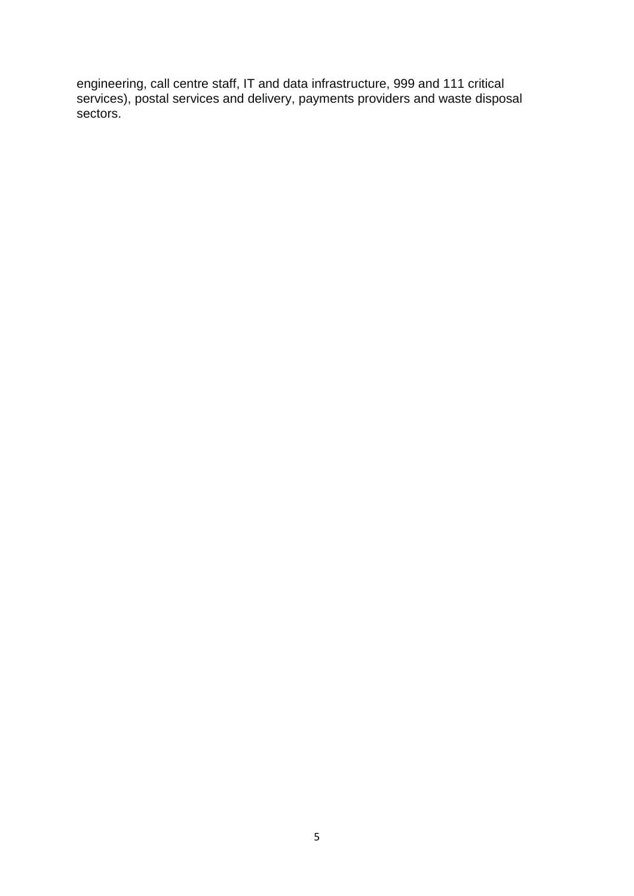engineering, call centre staff, IT and data infrastructure, 999 and 111 critical services), postal services and delivery, payments providers and waste disposal sectors.